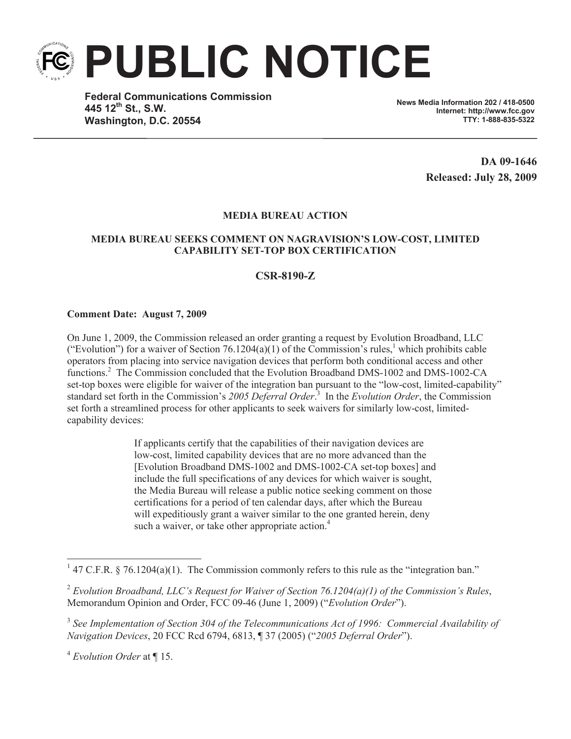# PUBLIC NOTICE

**Federal Communications Commission**
**445 12th St., S.W.**
**Washington, D.C. 20554**

**News Media Information 202 / 418-0500**
**Internet: http://www.fcc.gov**
**TTY: 1-888-835-5322**

**DA 09-1646**
**Released: July 28, 2009**

**MEDIA BUREAU ACTION**

**MEDIA BUREAU SEEKS COMMENT ON NAGRAVISION'S LOW-COST, LIMITED CAPABILITY SET-TOP BOX CERTIFICATION**

**CSR-8190-Z**

**Comment Date: August 7, 2009**

On June 1, 2009, the Commission released an order granting a request by Evolution Broadband, LLC ("Evolution") for a waiver of Section 76.1204(a)(1) of the Commission's rules,[1] which prohibits cable operators from placing into service navigation devices that perform both conditional access and other functions.[2] The Commission concluded that the Evolution Broadband DMS-1002 and DMS-1002-CA set-top boxes were eligible for waiver of the integration ban pursuant to the "low-cost, limited-capability" standard set forth in the Commission's *2005 Deferral Order*.[3] In the *Evolution Order*, the Commission set forth a streamlined process for other applicants to seek waivers for similarly low-cost, limited-capability devices:

> If applicants certify that the capabilities of their navigation devices are low-cost, limited capability devices that are no more advanced than the [Evolution Broadband DMS-1002 and DMS-1002-CA set-top boxes] and include the full specifications of any devices for which waiver is sought, the Media Bureau will release a public notice seeking comment on those certifications for a period of ten calendar days, after which the Bureau will expeditiously grant a waiver similar to the one granted herein, deny such a waiver, or take other appropriate action.[4]

---

[1] 47 C.F.R. § 76.1204(a)(1). The Commission commonly refers to this rule as the "integration ban."

[2] *Evolution Broadband, LLC's Request for Waiver of Section 76.1204(a)(1) of the Commission's Rules*, Memorandum Opinion and Order, FCC 09-46 (June 1, 2009) ("*Evolution Order*").

[3] *See Implementation of Section 304 of the Telecommunications Act of 1996: Commercial Availability of Navigation Devices*, 20 FCC Rcd 6794, 6813, ¶ 37 (2005) ("*2005 Deferral Order*").

[4] *Evolution Order* at ¶ 15.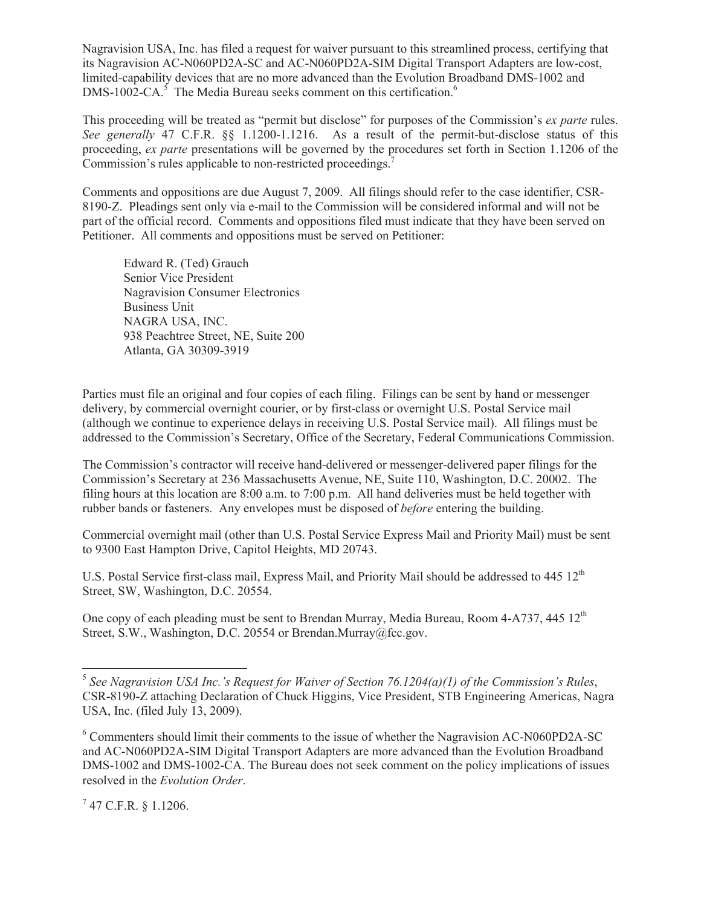Nagravision USA, Inc. has filed a request for waiver pursuant to this streamlined process, certifying that its Nagravision AC-N060PD2A-SC and AC-N060PD2A-SIM Digital Transport Adapters are low-cost, limited-capability devices that are no more advanced than the Evolution Broadband DMS-1002 and DMS-1002-CA.[5] The Media Bureau seeks comment on this certification.[6]

This proceeding will be treated as "permit but disclose" for purposes of the Commission's *ex parte* rules. *See generally* 47 C.F.R. §§ 1.1200-1.1216. As a result of the permit-but-disclose status of this proceeding, *ex parte* presentations will be governed by the procedures set forth in Section 1.1206 of the Commission's rules applicable to non-restricted proceedings.[7]

Comments and oppositions are due August 7, 2009. All filings should refer to the case identifier, CSR-8190-Z. Pleadings sent only via e-mail to the Commission will be considered informal and will not be part of the official record. Comments and oppositions filed must indicate that they have been served on Petitioner. All comments and oppositions must be served on Petitioner:

> Edward R. (Ted) Grauch
> Senior Vice President
> Nagravision Consumer Electronics
> Business Unit
> NAGRA USA, INC.
> 938 Peachtree Street, NE, Suite 200
> Atlanta, GA 30309-3919

Parties must file an original and four copies of each filing. Filings can be sent by hand or messenger delivery, by commercial overnight courier, or by first-class or overnight U.S. Postal Service mail (although we continue to experience delays in receiving U.S. Postal Service mail). All filings must be addressed to the Commission's Secretary, Office of the Secretary, Federal Communications Commission.

The Commission's contractor will receive hand-delivered or messenger-delivered paper filings for the Commission's Secretary at 236 Massachusetts Avenue, NE, Suite 110, Washington, D.C. 20002. The filing hours at this location are 8:00 a.m. to 7:00 p.m. All hand deliveries must be held together with rubber bands or fasteners. Any envelopes must be disposed of *before* entering the building.

Commercial overnight mail (other than U.S. Postal Service Express Mail and Priority Mail) must be sent to 9300 East Hampton Drive, Capitol Heights, MD 20743.

U.S. Postal Service first-class mail, Express Mail, and Priority Mail should be addressed to 445 12th Street, SW, Washington, D.C. 20554.

One copy of each pleading must be sent to Brendan Murray, Media Bureau, Room 4-A737, 445 12th Street, S.W., Washington, D.C. 20554 or Brendan.Murray@fcc.gov.

---

[5] *See Nagravision USA Inc.'s Request for Waiver of Section 76.1204(a)(1) of the Commission's Rules*, CSR-8190-Z attaching Declaration of Chuck Higgins, Vice President, STB Engineering Americas, Nagra USA, Inc. (filed July 13, 2009).

[6] Commenters should limit their comments to the issue of whether the Nagravision AC-N060PD2A-SC and AC-N060PD2A-SIM Digital Transport Adapters are more advanced than the Evolution Broadband DMS-1002 and DMS-1002-CA. The Bureau does not seek comment on the policy implications of issues resolved in the *Evolution Order*.

[7] 47 C.F.R. § 1.1206.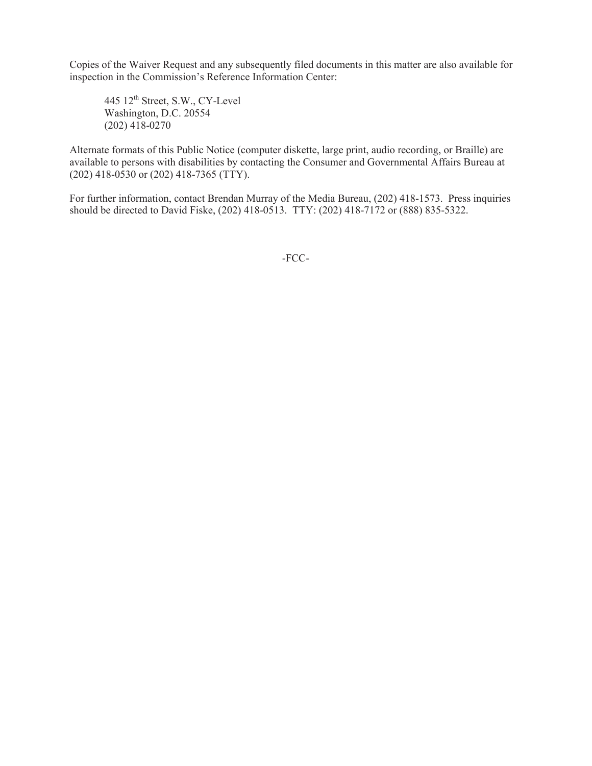Copies of the Waiver Request and any subsequently filed documents in this matter are also available for inspection in the Commission's Reference Information Center:

> 445 12th Street, S.W., CY-Level
> Washington, D.C. 20554
> (202) 418-0270

Alternate formats of this Public Notice (computer diskette, large print, audio recording, or Braille) are available to persons with disabilities by contacting the Consumer and Governmental Affairs Bureau at (202) 418-0530 or (202) 418-7365 (TTY).

For further information, contact Brendan Murray of the Media Bureau, (202) 418-1573. Press inquiries should be directed to David Fiske, (202) 418-0513. TTY: (202) 418-7172 or (888) 835-5322.

-FCC-